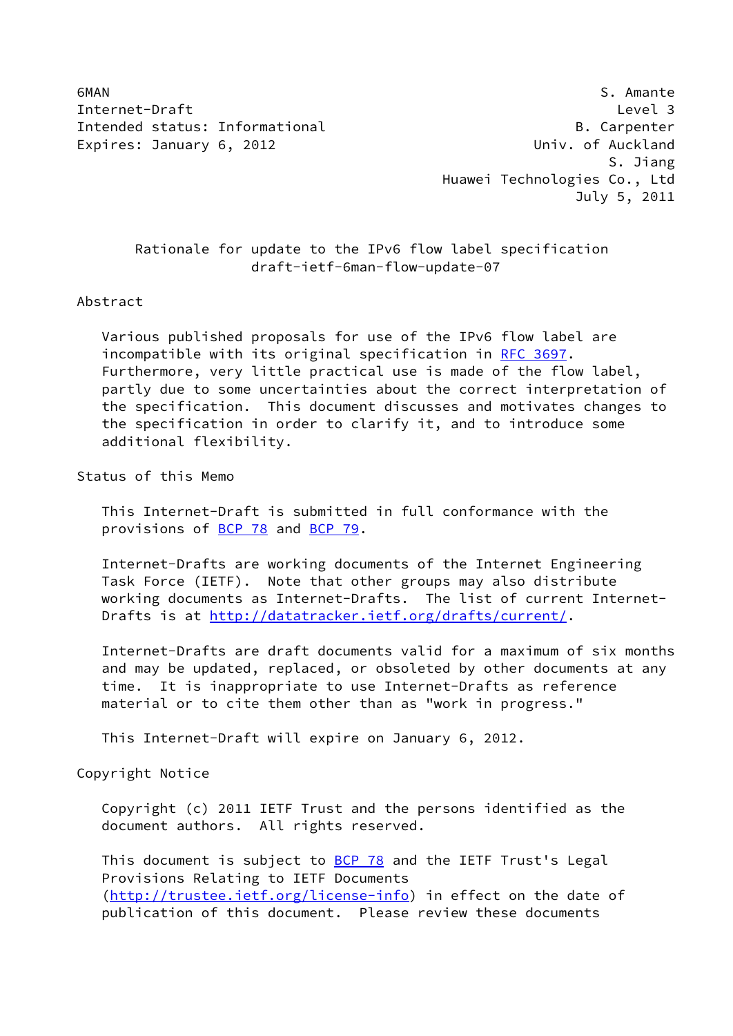6MAN S. Amante
Internet-Draft Level 3
Intended status: Informational B. Carpenter
Expires: January 6, 2012 Univ. of Auckland
S. Jiang
Huawei Technologies Co., Ltd
July 5, 2011

# Rationale for update to the IPv6 flow label specification
draft-ietf-6man-flow-update-07

## Abstract

Various published proposals for use of the IPv6 flow label are incompatible with its original specification in RFC 3697. Furthermore, very little practical use is made of the flow label, partly due to some uncertainties about the correct interpretation of the specification. This document discusses and motivates changes to the specification in order to clarify it, and to introduce some additional flexibility.

## Status of this Memo

This Internet-Draft is submitted in full conformance with the provisions of BCP 78 and BCP 79.

Internet-Drafts are working documents of the Internet Engineering Task Force (IETF). Note that other groups may also distribute working documents as Internet-Drafts. The list of current Internet-Drafts is at http://datatracker.ietf.org/drafts/current/.

Internet-Drafts are draft documents valid for a maximum of six months and may be updated, replaced, or obsoleted by other documents at any time. It is inappropriate to use Internet-Drafts as reference material or to cite them other than as "work in progress."

This Internet-Draft will expire on January 6, 2012.

## Copyright Notice

Copyright (c) 2011 IETF Trust and the persons identified as the document authors. All rights reserved.

This document is subject to BCP 78 and the IETF Trust's Legal Provisions Relating to IETF Documents (http://trustee.ietf.org/license-info) in effect on the date of publication of this document. Please review these documents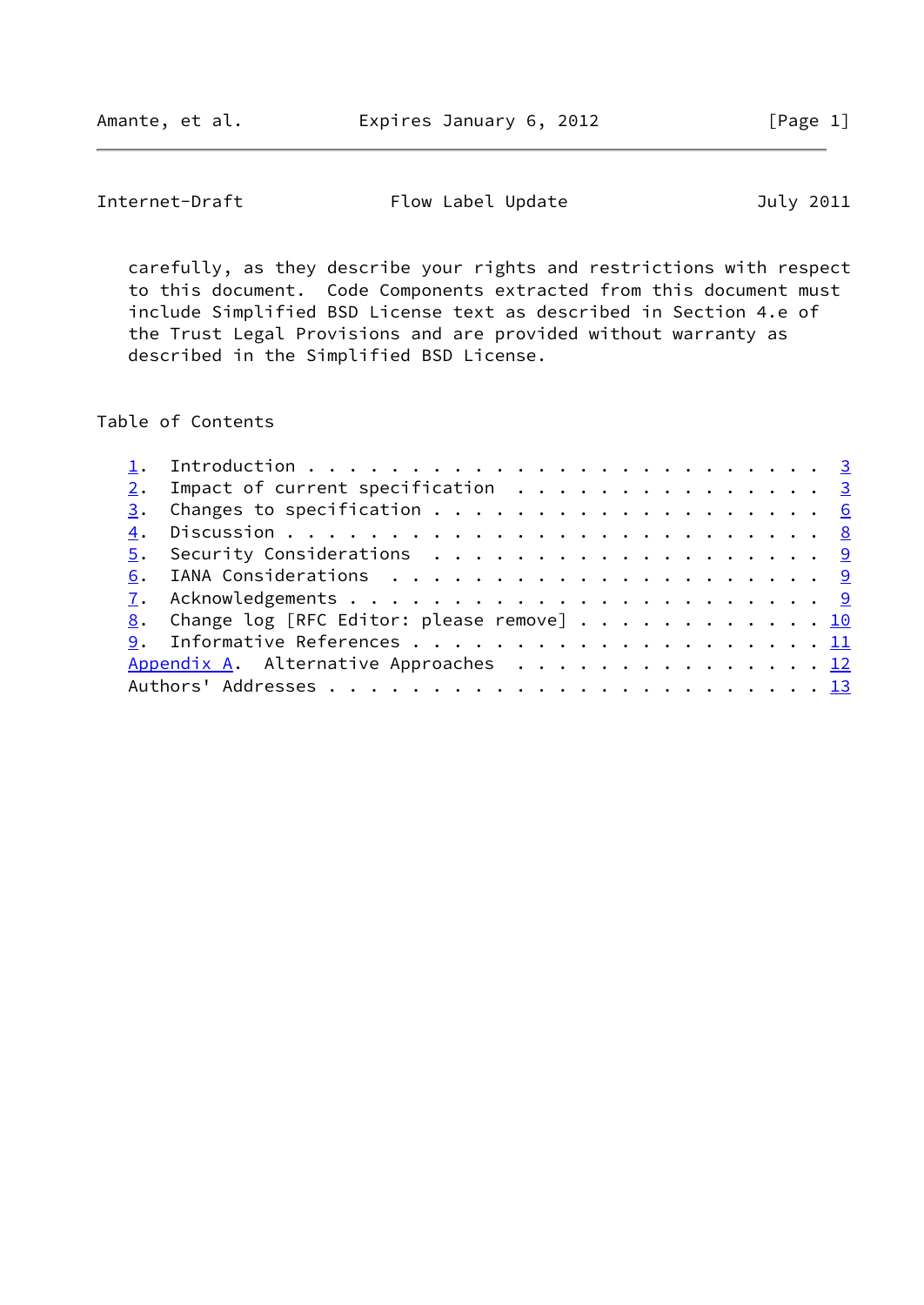carefully, as they describe your rights and restrictions with respect to this document. Code Components extracted from this document must include Simplified BSD License text as described in Section 4.e of the Trust Legal Provisions and are provided without warranty as described in the Simplified BSD License.

## Table of Contents

1. Introduction . . . . . . . . . . . . . . . . . . . . . . . . . 3
2. Impact of current specification . . . . . . . . . . . . . . . 3
3. Changes to specification . . . . . . . . . . . . . . . . . . 6
4. Discussion . . . . . . . . . . . . . . . . . . . . . . . . . 8
5. Security Considerations . . . . . . . . . . . . . . . . . . . 9
6. IANA Considerations . . . . . . . . . . . . . . . . . . . . . 9
7. Acknowledgements . . . . . . . . . . . . . . . . . . . . . . 9
8. Change log [RFC Editor: please remove] . . . . . . . . . . . 10
9. Informative References . . . . . . . . . . . . . . . . . . . 11

Appendix A. Alternative Approaches . . . . . . . . . . . . . . . 12

Authors' Addresses . . . . . . . . . . . . . . . . . . . . . . . 13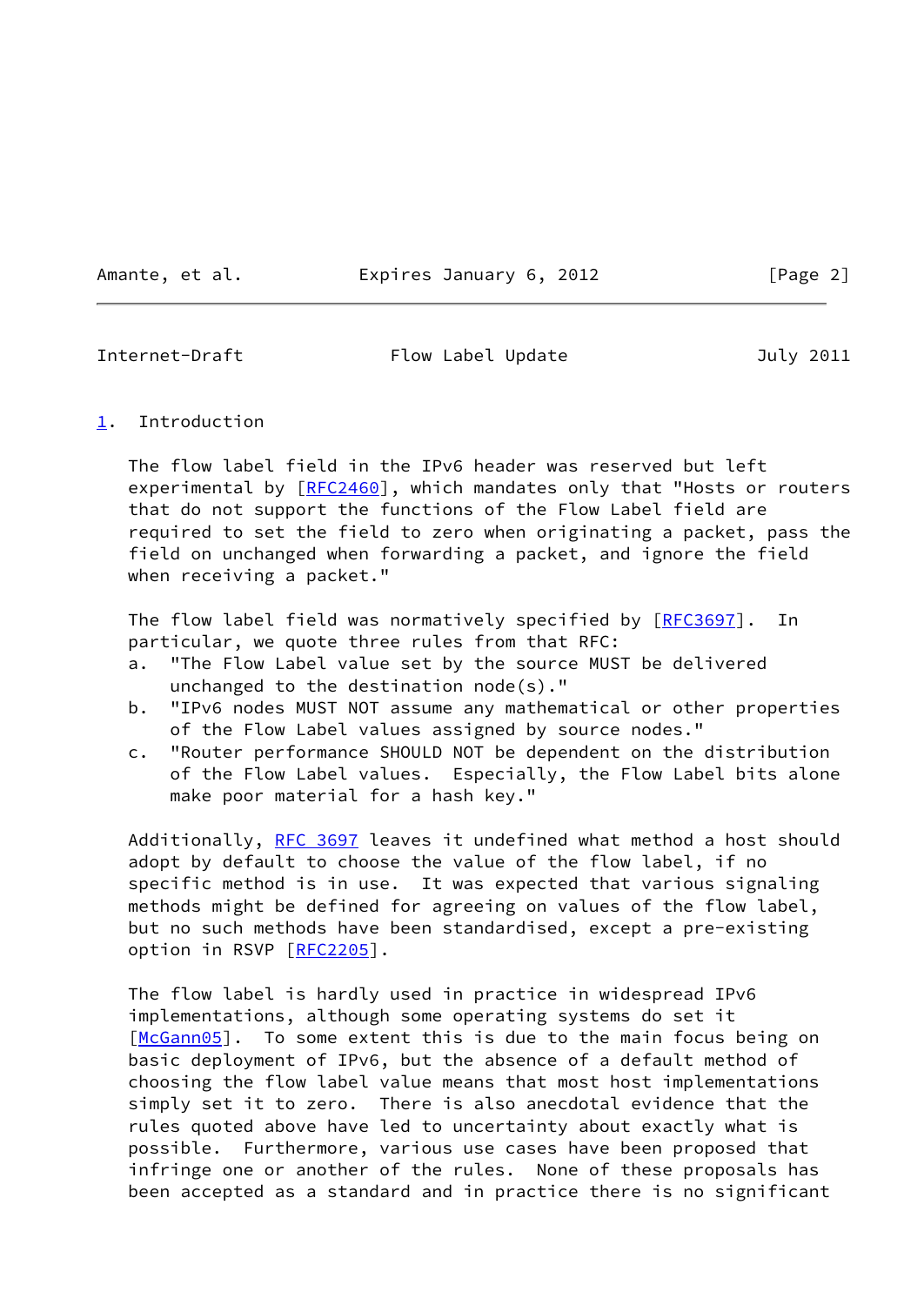## 1. Introduction

The flow label field in the IPv6 header was reserved but left experimental by [RFC2460], which mandates only that "Hosts or routers that do not support the functions of the Flow Label field are required to set the field to zero when originating a packet, pass the field on unchanged when forwarding a packet, and ignore the field when receiving a packet."

The flow label field was normatively specified by [RFC3697]. In particular, we quote three rules from that RFC:

a. "The Flow Label value set by the source MUST be delivered unchanged to the destination node(s)."
b. "IPv6 nodes MUST NOT assume any mathematical or other properties of the Flow Label values assigned by source nodes."
c. "Router performance SHOULD NOT be dependent on the distribution of the Flow Label values. Especially, the Flow Label bits alone make poor material for a hash key."

Additionally, RFC 3697 leaves it undefined what method a host should adopt by default to choose the value of the flow label, if no specific method is in use. It was expected that various signaling methods might be defined for agreeing on values of the flow label, but no such methods have been standardised, except a pre-existing option in RSVP [RFC2205].

The flow label is hardly used in practice in widespread IPv6 implementations, although some operating systems do set it [McGann05]. To some extent this is due to the main focus being on basic deployment of IPv6, but the absence of a default method of choosing the flow label value means that most host implementations simply set it to zero. There is also anecdotal evidence that the rules quoted above have led to uncertainty about exactly what is possible. Furthermore, various use cases have been proposed that infringe one or another of the rules. None of these proposals has been accepted as a standard and in practice there is no significant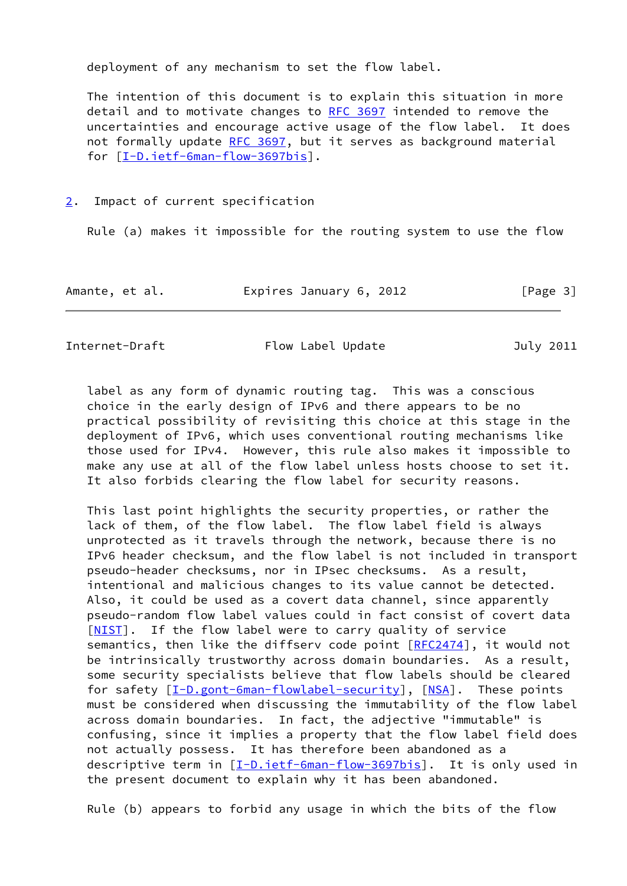deployment of any mechanism to set the flow label.

The intention of this document is to explain this situation in more detail and to motivate changes to RFC 3697 intended to remove the uncertainties and encourage active usage of the flow label. It does not formally update RFC 3697, but it serves as background material for [I-D.ietf-6man-flow-3697bis].

## 2. Impact of current specification

Rule (a) makes it impossible for the routing system to use the flow label as any form of dynamic routing tag. This was a conscious choice in the early design of IPv6 and there appears to be no practical possibility of revisiting this choice at this stage in the deployment of IPv6, which uses conventional routing mechanisms like those used for IPv4. However, this rule also makes it impossible to make any use at all of the flow label unless hosts choose to set it. It also forbids clearing the flow label for security reasons.

This last point highlights the security properties, or rather the lack of them, of the flow label. The flow label field is always unprotected as it travels through the network, because there is no IPv6 header checksum, and the flow label is not included in transport pseudo-header checksums, nor in IPsec checksums. As a result, intentional and malicious changes to its value cannot be detected. Also, it could be used as a covert data channel, since apparently pseudo-random flow label values could in fact consist of covert data [NIST]. If the flow label were to carry quality of service semantics, then like the diffserv code point [RFC2474], it would not be intrinsically trustworthy across domain boundaries. As a result, some security specialists believe that flow labels should be cleared for safety [I-D.gont-6man-flowlabel-security], [NSA]. These points must be considered when discussing the immutability of the flow label across domain boundaries. In fact, the adjective "immutable" is confusing, since it implies a property that the flow label field does not actually possess. It has therefore been abandoned as a descriptive term in [I-D.ietf-6man-flow-3697bis]. It is only used in the present document to explain why it has been abandoned.

Rule (b) appears to forbid any usage in which the bits of the flow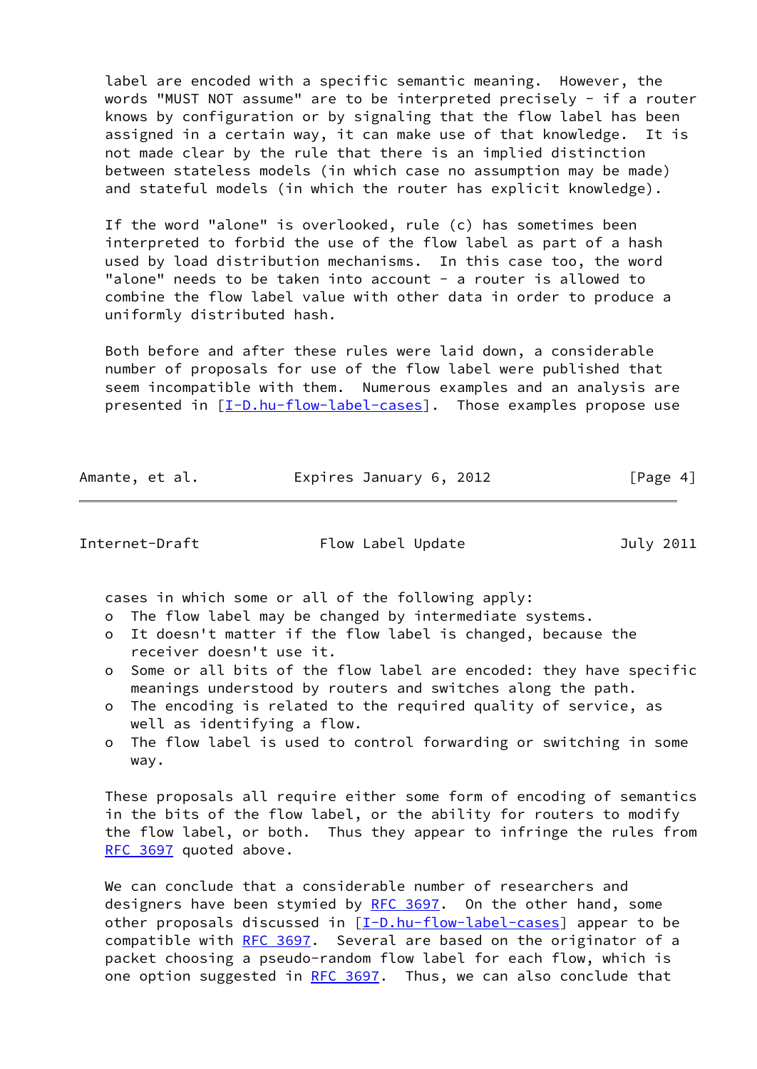label are encoded with a specific semantic meaning. However, the words "MUST NOT assume" are to be interpreted precisely - if a router knows by configuration or by signaling that the flow label has been assigned in a certain way, it can make use of that knowledge. It is not made clear by the rule that there is an implied distinction between stateless models (in which case no assumption may be made) and stateful models (in which the router has explicit knowledge).

If the word "alone" is overlooked, rule (c) has sometimes been interpreted to forbid the use of the flow label as part of a hash used by load distribution mechanisms. In this case too, the word "alone" needs to be taken into account - a router is allowed to combine the flow label value with other data in order to produce a uniformly distributed hash.

Both before and after these rules were laid down, a considerable number of proposals for use of the flow label were published that seem incompatible with them. Numerous examples and an analysis are presented in [I-D.hu-flow-label-cases]. Those examples propose use cases in which some or all of the following apply:

- The flow label may be changed by intermediate systems.
- It doesn't matter if the flow label is changed, because the receiver doesn't use it.
- Some or all bits of the flow label are encoded: they have specific meanings understood by routers and switches along the path.
- The encoding is related to the required quality of service, as well as identifying a flow.
- The flow label is used to control forwarding or switching in some way.

These proposals all require either some form of encoding of semantics in the bits of the flow label, or the ability for routers to modify the flow label, or both. Thus they appear to infringe the rules from RFC 3697 quoted above.

We can conclude that a considerable number of researchers and designers have been stymied by RFC 3697. On the other hand, some other proposals discussed in [I-D.hu-flow-label-cases] appear to be compatible with RFC 3697. Several are based on the originator of a packet choosing a pseudo-random flow label for each flow, which is one option suggested in RFC 3697. Thus, we can also conclude that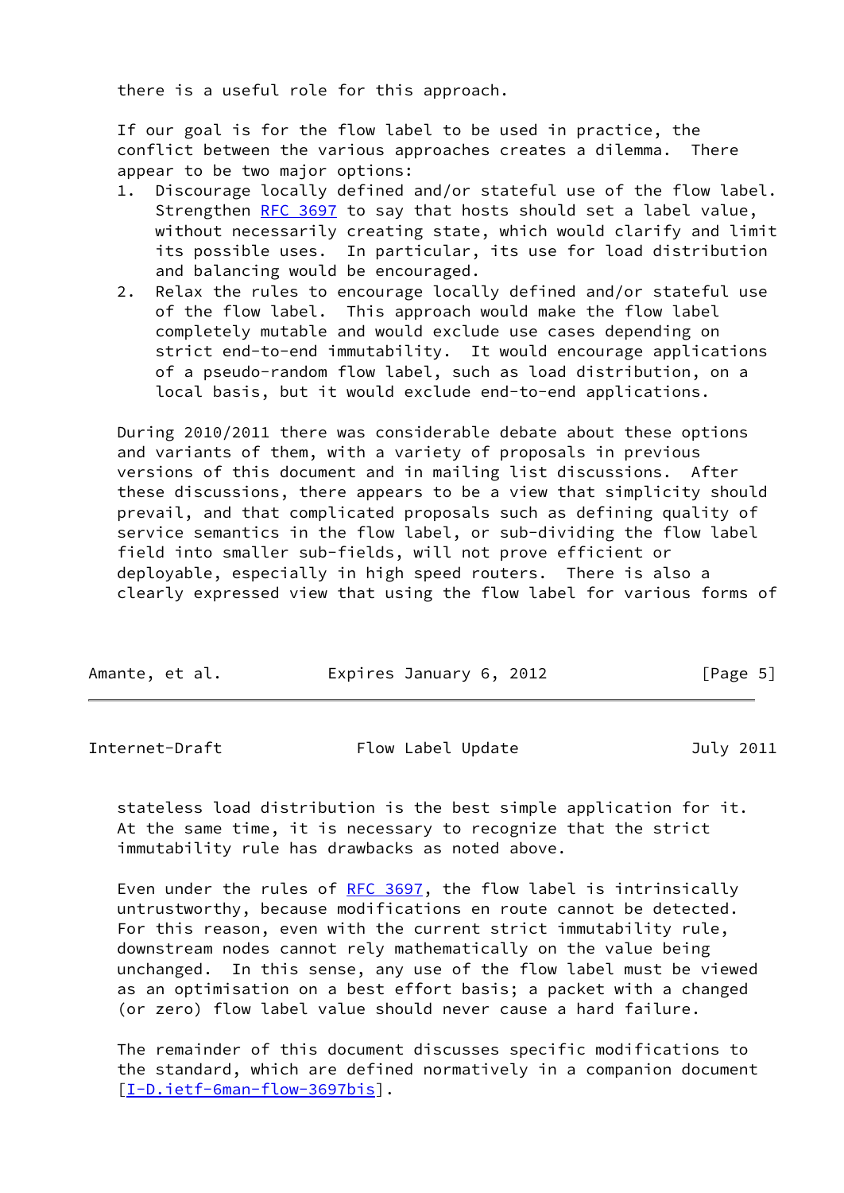there is a useful role for this approach.

If our goal is for the flow label to be used in practice, the conflict between the various approaches creates a dilemma. There appear to be two major options:

1. Discourage locally defined and/or stateful use of the flow label. Strengthen RFC 3697 to say that hosts should set a label value, without necessarily creating state, which would clarify and limit its possible uses. In particular, its use for load distribution and balancing would be encouraged.
2. Relax the rules to encourage locally defined and/or stateful use of the flow label. This approach would make the flow label completely mutable and would exclude use cases depending on strict end-to-end immutability. It would encourage applications of a pseudo-random flow label, such as load distribution, on a local basis, but it would exclude end-to-end applications.

During 2010/2011 there was considerable debate about these options and variants of them, with a variety of proposals in previous versions of this document and in mailing list discussions. After these discussions, there appears to be a view that simplicity should prevail, and that complicated proposals such as defining quality of service semantics in the flow label, or sub-dividing the flow label field into smaller sub-fields, will not prove efficient or deployable, especially in high speed routers. There is also a clearly expressed view that using the flow label for various forms of stateless load distribution is the best simple application for it. At the same time, it is necessary to recognize that the strict immutability rule has drawbacks as noted above.

Even under the rules of RFC 3697, the flow label is intrinsically untrustworthy, because modifications en route cannot be detected. For this reason, even with the current strict immutability rule, downstream nodes cannot rely mathematically on the value being unchanged. In this sense, any use of the flow label must be viewed as an optimisation on a best effort basis; a packet with a changed (or zero) flow label value should never cause a hard failure.

The remainder of this document discusses specific modifications to the standard, which are defined normatively in a companion document [I-D.ietf-6man-flow-3697bis].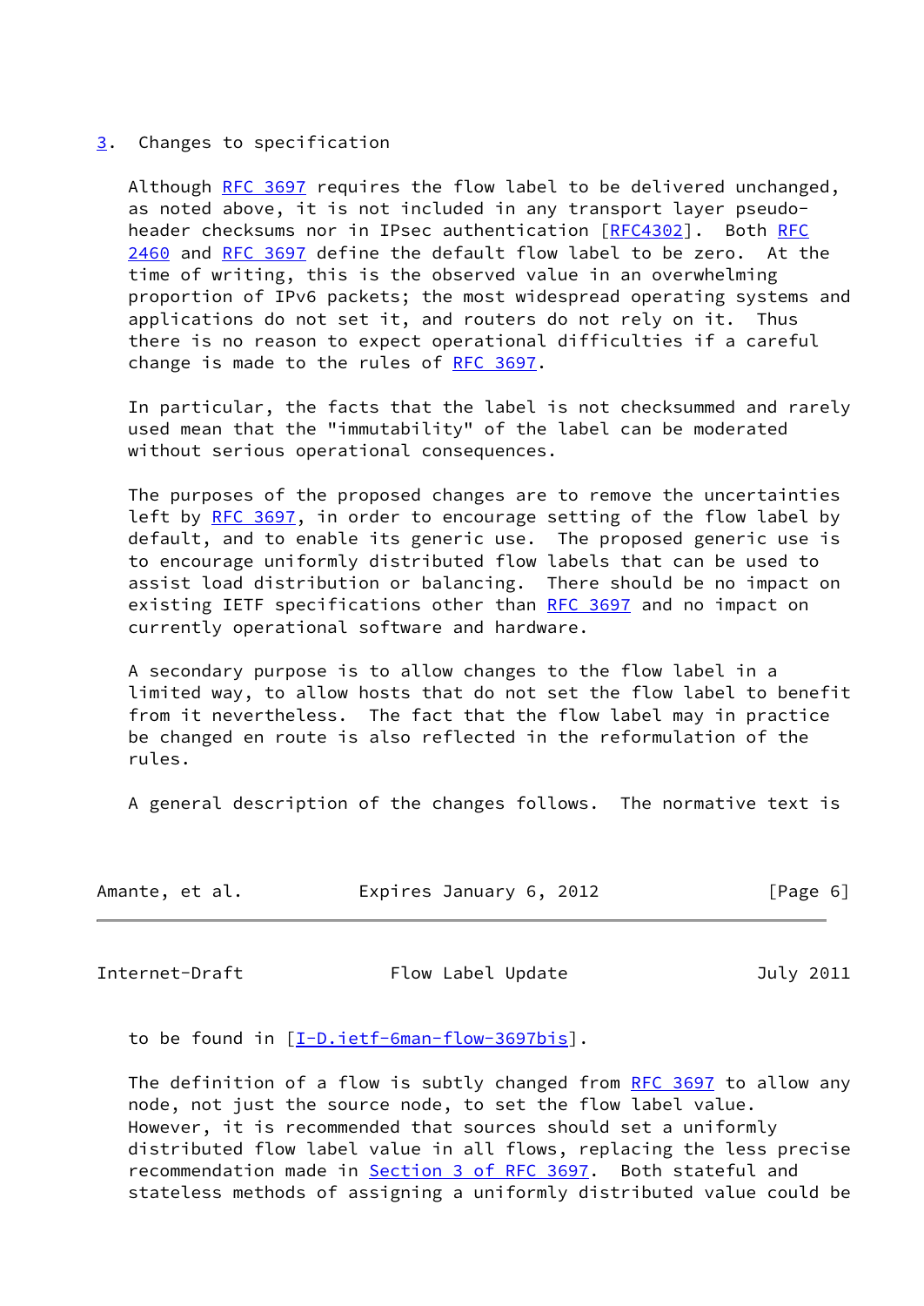## 3. Changes to specification

Although RFC 3697 requires the flow label to be delivered unchanged, as noted above, it is not included in any transport layer pseudo-header checksums nor in IPsec authentication [RFC4302]. Both RFC 2460 and RFC 3697 define the default flow label to be zero. At the time of writing, this is the observed value in an overwhelming proportion of IPv6 packets; the most widespread operating systems and applications do not set it, and routers do not rely on it. Thus there is no reason to expect operational difficulties if a careful change is made to the rules of RFC 3697.

In particular, the facts that the label is not checksummed and rarely used mean that the "immutability" of the label can be moderated without serious operational consequences.

The purposes of the proposed changes are to remove the uncertainties left by RFC 3697, in order to encourage setting of the flow label by default, and to enable its generic use. The proposed generic use is to encourage uniformly distributed flow labels that can be used to assist load distribution or balancing. There should be no impact on existing IETF specifications other than RFC 3697 and no impact on currently operational software and hardware.

A secondary purpose is to allow changes to the flow label in a limited way, to allow hosts that do not set the flow label to benefit from it nevertheless. The fact that the flow label may in practice be changed en route is also reflected in the reformulation of the rules.

A general description of the changes follows. The normative text is to be found in [I-D.ietf-6man-flow-3697bis].

The definition of a flow is subtly changed from RFC 3697 to allow any node, not just the source node, to set the flow label value. However, it is recommended that sources should set a uniformly distributed flow label value in all flows, replacing the less precise recommendation made in Section 3 of RFC 3697. Both stateful and stateless methods of assigning a uniformly distributed value could be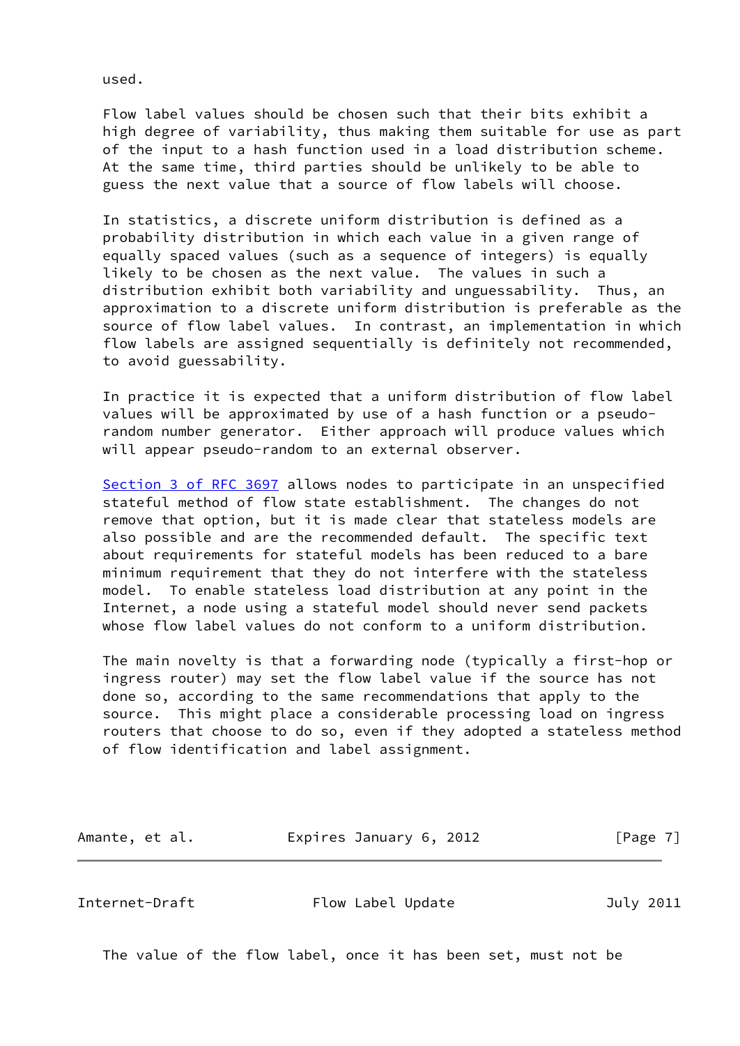used.

Flow label values should be chosen such that their bits exhibit a high degree of variability, thus making them suitable for use as part of the input to a hash function used in a load distribution scheme. At the same time, third parties should be unlikely to be able to guess the next value that a source of flow labels will choose.

In statistics, a discrete uniform distribution is defined as a probability distribution in which each value in a given range of equally spaced values (such as a sequence of integers) is equally likely to be chosen as the next value. The values in such a distribution exhibit both variability and unguessability. Thus, an approximation to a discrete uniform distribution is preferable as the source of flow label values. In contrast, an implementation in which flow labels are assigned sequentially is definitely not recommended, to avoid guessability.

In practice it is expected that a uniform distribution of flow label values will be approximated by use of a hash function or a pseudo-random number generator. Either approach will produce values which will appear pseudo-random to an external observer.

Section 3 of RFC 3697 allows nodes to participate in an unspecified stateful method of flow state establishment. The changes do not remove that option, but it is made clear that stateless models are also possible and are the recommended default. The specific text about requirements for stateful models has been reduced to a bare minimum requirement that they do not interfere with the stateless model. To enable stateless load distribution at any point in the Internet, a node using a stateful model should never send packets whose flow label values do not conform to a uniform distribution.

The main novelty is that a forwarding node (typically a first-hop or ingress router) may set the flow label value if the source has not done so, according to the same recommendations that apply to the source. This might place a considerable processing load on ingress routers that choose to do so, even if they adopted a stateless method of flow identification and label assignment.

The value of the flow label, once it has been set, must not be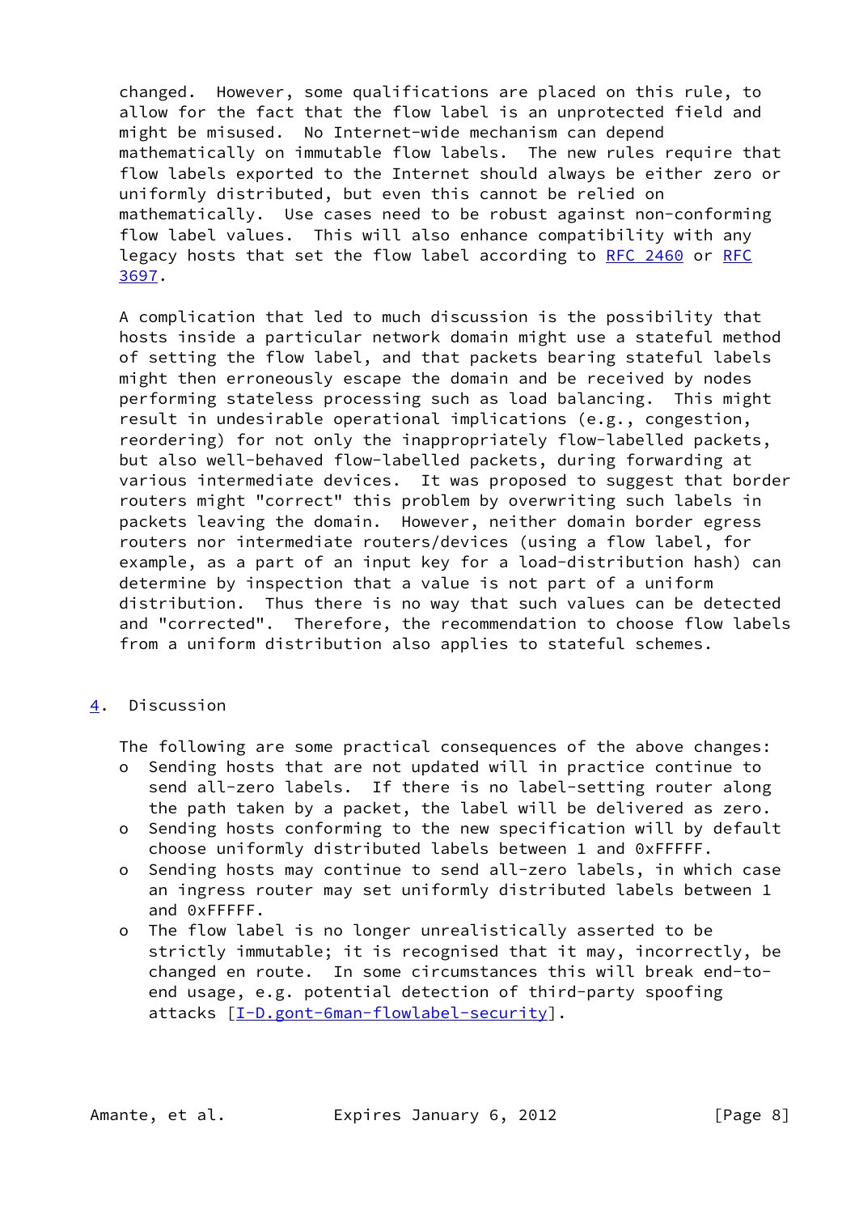changed. However, some qualifications are placed on this rule, to allow for the fact that the flow label is an unprotected field and might be misused. No Internet-wide mechanism can depend mathematically on immutable flow labels. The new rules require that flow labels exported to the Internet should always be either zero or uniformly distributed, but even this cannot be relied on mathematically. Use cases need to be robust against non-conforming flow label values. This will also enhance compatibility with any legacy hosts that set the flow label according to RFC 2460 or RFC 3697.

A complication that led to much discussion is the possibility that hosts inside a particular network domain might use a stateful method of setting the flow label, and that packets bearing stateful labels might then erroneously escape the domain and be received by nodes performing stateless processing such as load balancing. This might result in undesirable operational implications (e.g., congestion, reordering) for not only the inappropriately flow-labelled packets, but also well-behaved flow-labelled packets, during forwarding at various intermediate devices. It was proposed to suggest that border routers might "correct" this problem by overwriting such labels in packets leaving the domain. However, neither domain border egress routers nor intermediate routers/devices (using a flow label, for example, as a part of an input key for a load-distribution hash) can determine by inspection that a value is not part of a uniform distribution. Thus there is no way that such values can be detected and "corrected". Therefore, the recommendation to choose flow labels from a uniform distribution also applies to stateful schemes.

## 4. Discussion

The following are some practical consequences of the above changes:

- Sending hosts that are not updated will in practice continue to send all-zero labels. If there is no label-setting router along the path taken by a packet, the label will be delivered as zero.
- Sending hosts conforming to the new specification will by default choose uniformly distributed labels between 1 and 0xFFFFF.
- Sending hosts may continue to send all-zero labels, in which case an ingress router may set uniformly distributed labels between 1 and 0xFFFFF.
- The flow label is no longer unrealistically asserted to be strictly immutable; it is recognised that it may, incorrectly, be changed en route. In some circumstances this will break end-to-end usage, e.g. potential detection of third-party spoofing attacks [I-D.gont-6man-flowlabel-security].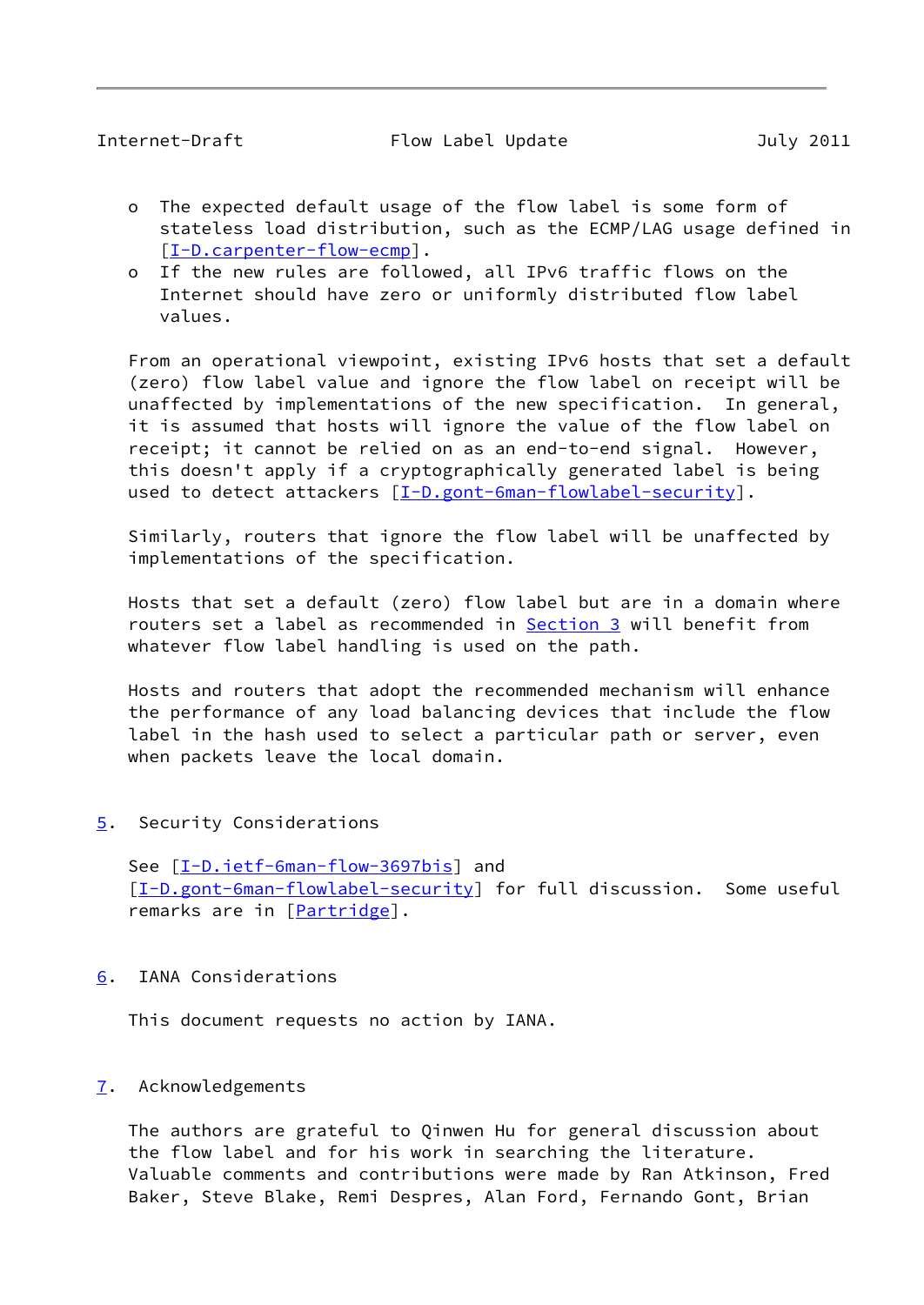- The expected default usage of the flow label is some form of stateless load distribution, such as the ECMP/LAG usage defined in [I-D.carpenter-flow-ecmp].
- If the new rules are followed, all IPv6 traffic flows on the Internet should have zero or uniformly distributed flow label values.

From an operational viewpoint, existing IPv6 hosts that set a default (zero) flow label value and ignore the flow label on receipt will be unaffected by implementations of the new specification. In general, it is assumed that hosts will ignore the value of the flow label on receipt; it cannot be relied on as an end-to-end signal. However, this doesn't apply if a cryptographically generated label is being used to detect attackers [I-D.gont-6man-flowlabel-security].

Similarly, routers that ignore the flow label will be unaffected by implementations of the specification.

Hosts that set a default (zero) flow label but are in a domain where routers set a label as recommended in Section 3 will benefit from whatever flow label handling is used on the path.

Hosts and routers that adopt the recommended mechanism will enhance the performance of any load balancing devices that include the flow label in the hash used to select a particular path or server, even when packets leave the local domain.

## 5. Security Considerations

See [I-D.ietf-6man-flow-3697bis] and [I-D.gont-6man-flowlabel-security] for full discussion. Some useful remarks are in [Partridge].

## 6. IANA Considerations

This document requests no action by IANA.

## 7. Acknowledgements

The authors are grateful to Qinwen Hu for general discussion about the flow label and for his work in searching the literature. Valuable comments and contributions were made by Ran Atkinson, Fred Baker, Steve Blake, Remi Despres, Alan Ford, Fernando Gont, Brian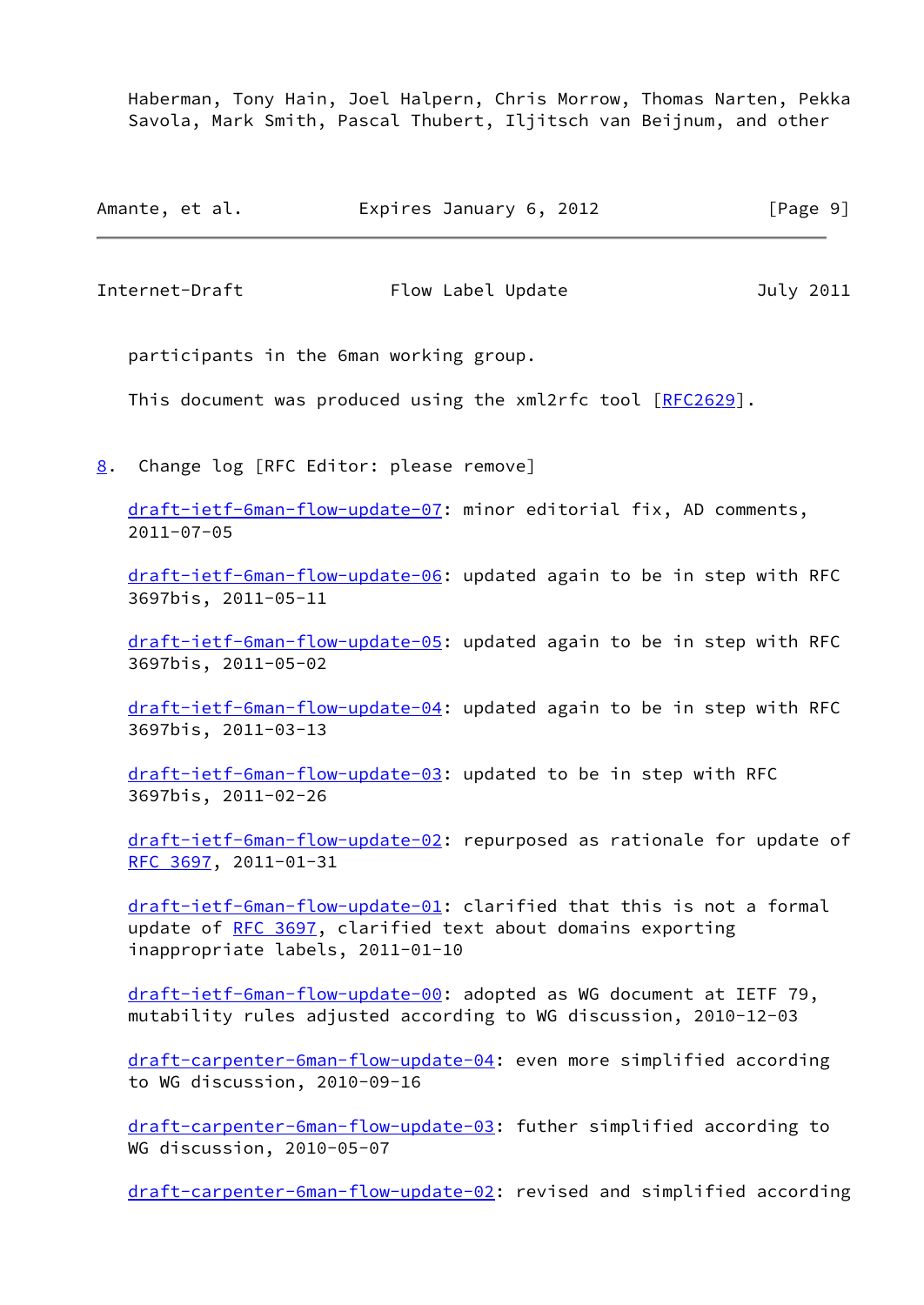Haberman, Tony Hain, Joel Halpern, Chris Morrow, Thomas Narten, Pekka Savola, Mark Smith, Pascal Thubert, Iljitsch van Beijnum, and other participants in the 6man working group.

This document was produced using the xml2rfc tool [RFC2629].

## 8. Change log [RFC Editor: please remove]

draft-ietf-6man-flow-update-07: minor editorial fix, AD comments, 2011-07-05

draft-ietf-6man-flow-update-06: updated again to be in step with RFC 3697bis, 2011-05-11

draft-ietf-6man-flow-update-05: updated again to be in step with RFC 3697bis, 2011-05-02

draft-ietf-6man-flow-update-04: updated again to be in step with RFC 3697bis, 2011-03-13

draft-ietf-6man-flow-update-03: updated to be in step with RFC 3697bis, 2011-02-26

draft-ietf-6man-flow-update-02: repurposed as rationale for update of RFC 3697, 2011-01-31

draft-ietf-6man-flow-update-01: clarified that this is not a formal update of RFC 3697, clarified text about domains exporting inappropriate labels, 2011-01-10

draft-ietf-6man-flow-update-00: adopted as WG document at IETF 79, mutability rules adjusted according to WG discussion, 2010-12-03

draft-carpenter-6man-flow-update-04: even more simplified according to WG discussion, 2010-09-16

draft-carpenter-6man-flow-update-03: futher simplified according to WG discussion, 2010-05-07

draft-carpenter-6man-flow-update-02: revised and simplified according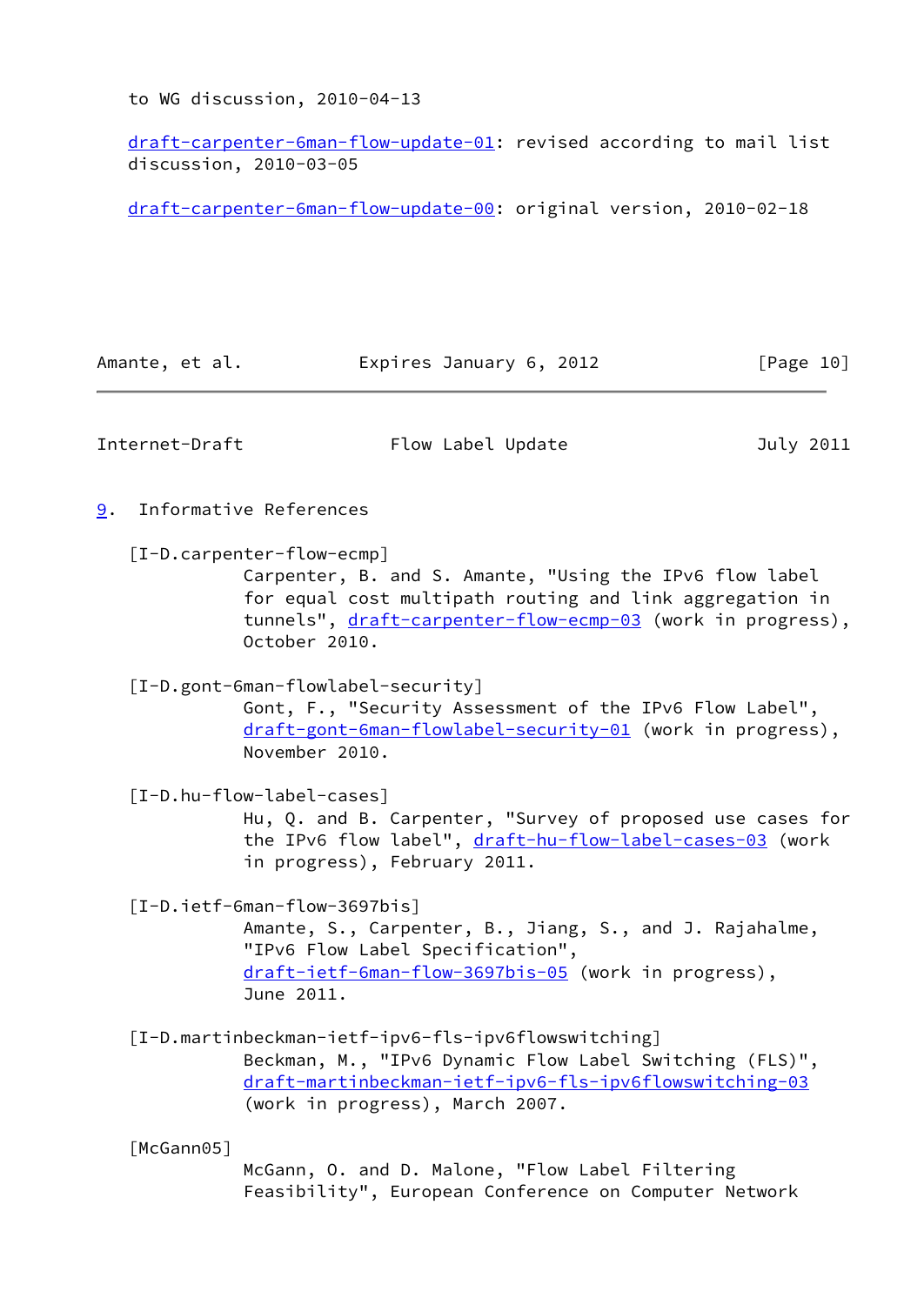to WG discussion, 2010-04-13

draft-carpenter-6man-flow-update-01: revised according to mail list discussion, 2010-03-05

draft-carpenter-6man-flow-update-00: original version, 2010-02-18

## 9. Informative References

[I-D.carpenter-flow-ecmp]
Carpenter, B. and S. Amante, "Using the IPv6 flow label for equal cost multipath routing and link aggregation in tunnels", draft-carpenter-flow-ecmp-03 (work in progress), October 2010.

[I-D.gont-6man-flowlabel-security]
Gont, F., "Security Assessment of the IPv6 Flow Label", draft-gont-6man-flowlabel-security-01 (work in progress), November 2010.

[I-D.hu-flow-label-cases]
Hu, Q. and B. Carpenter, "Survey of proposed use cases for the IPv6 flow label", draft-hu-flow-label-cases-03 (work in progress), February 2011.

[I-D.ietf-6man-flow-3697bis]
Amante, S., Carpenter, B., Jiang, S., and J. Rajahalme, "IPv6 Flow Label Specification", draft-ietf-6man-flow-3697bis-05 (work in progress), June 2011.

[I-D.martinbeckman-ietf-ipv6-fls-ipv6flowswitching]
Beckman, M., "IPv6 Dynamic Flow Label Switching (FLS)", draft-martinbeckman-ietf-ipv6-fls-ipv6flowswitching-03 (work in progress), March 2007.

[McGann05]
McGann, O. and D. Malone, "Flow Label Filtering Feasibility", European Conference on Computer Network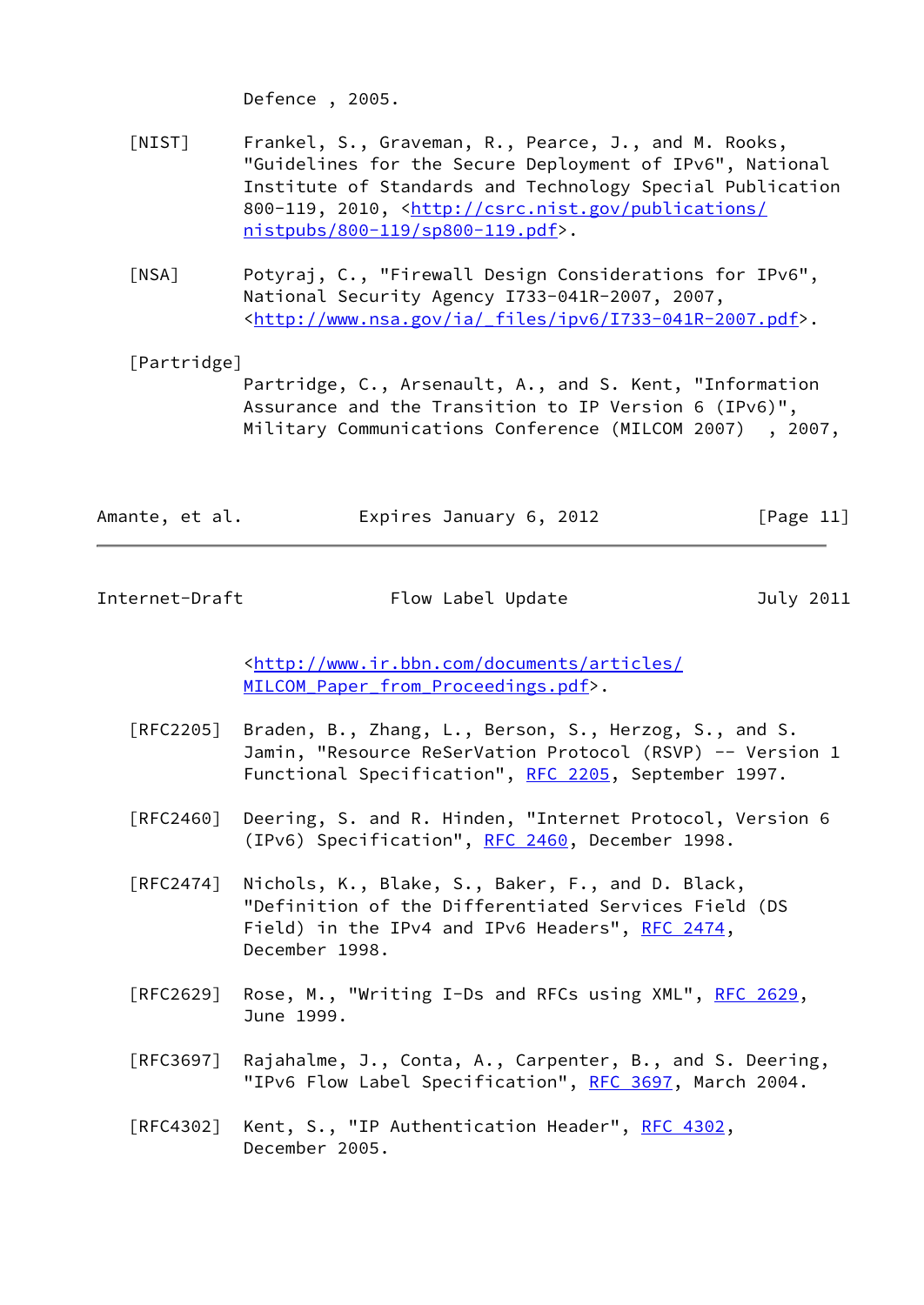Defence , 2005.

[NIST] Frankel, S., Graveman, R., Pearce, J., and M. Rooks, "Guidelines for the Secure Deployment of IPv6", National Institute of Standards and Technology Special Publication 800-119, 2010, <http://csrc.nist.gov/publications/nistpubs/800-119/sp800-119.pdf>.

[NSA] Potyraj, C., "Firewall Design Considerations for IPv6", National Security Agency I733-041R-2007, 2007, <http://www.nsa.gov/ia/_files/ipv6/I733-041R-2007.pdf>.

[Partridge]
Partridge, C., Arsenault, A., and S. Kent, "Information Assurance and the Transition to IP Version 6 (IPv6)", Military Communications Conference (MILCOM 2007) , 2007, <http://www.ir.bbn.com/documents/articles/MILCOM_Paper_from_Proceedings.pdf>.

[RFC2205] Braden, B., Zhang, L., Berson, S., Herzog, S., and S. Jamin, "Resource ReSerVation Protocol (RSVP) -- Version 1 Functional Specification", RFC 2205, September 1997.

[RFC2460] Deering, S. and R. Hinden, "Internet Protocol, Version 6 (IPv6) Specification", RFC 2460, December 1998.

[RFC2474] Nichols, K., Blake, S., Baker, F., and D. Black, "Definition of the Differentiated Services Field (DS Field) in the IPv4 and IPv6 Headers", RFC 2474, December 1998.

[RFC2629] Rose, M., "Writing I-Ds and RFCs using XML", RFC 2629, June 1999.

[RFC3697] Rajahalme, J., Conta, A., Carpenter, B., and S. Deering, "IPv6 Flow Label Specification", RFC 3697, March 2004.

[RFC4302] Kent, S., "IP Authentication Header", RFC 4302, December 2005.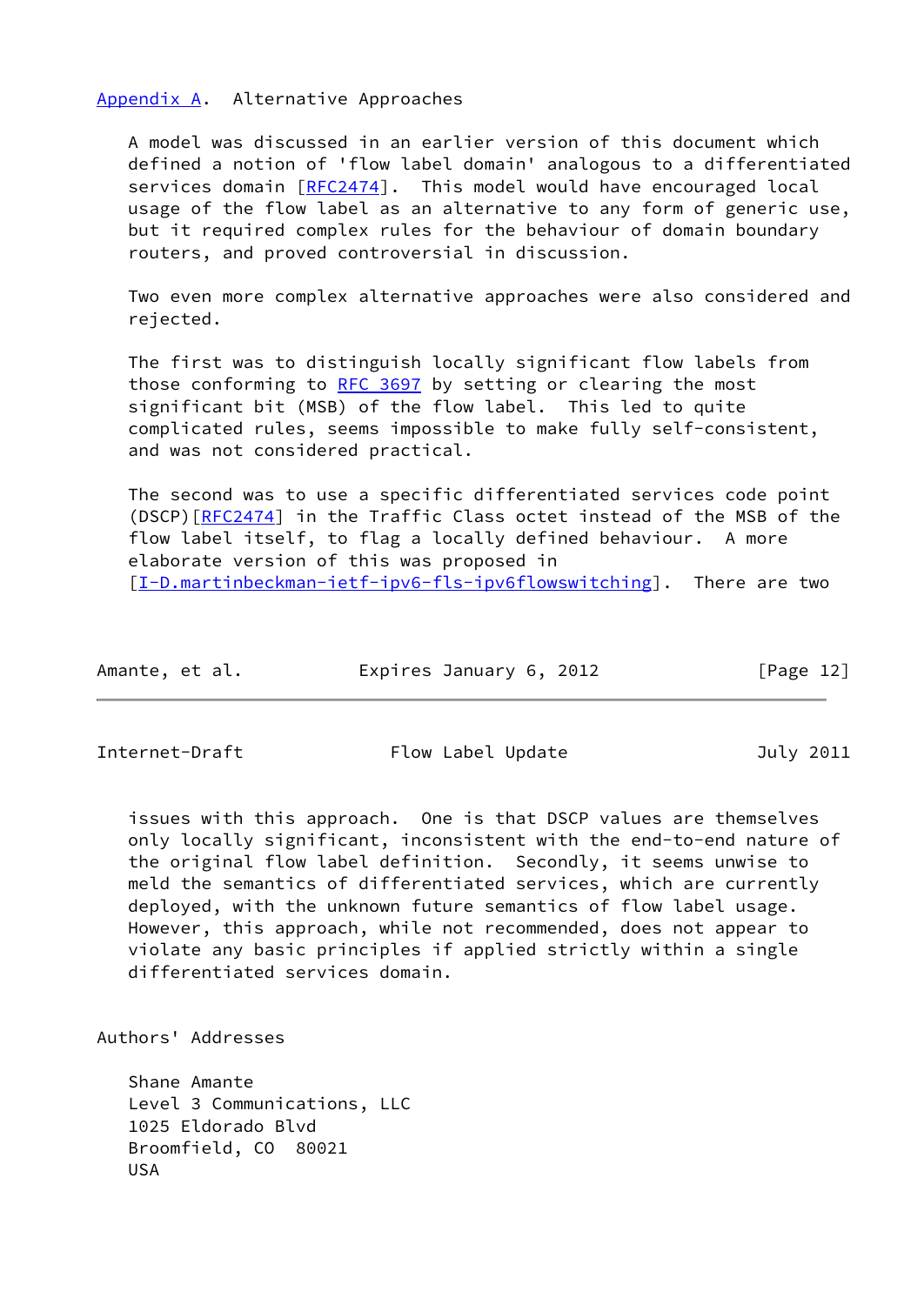## Appendix A. Alternative Approaches

A model was discussed in an earlier version of this document which defined a notion of 'flow label domain' analogous to a differentiated services domain [RFC2474]. This model would have encouraged local usage of the flow label as an alternative to any form of generic use, but it required complex rules for the behaviour of domain boundary routers, and proved controversial in discussion.

Two even more complex alternative approaches were also considered and rejected.

The first was to distinguish locally significant flow labels from those conforming to RFC 3697 by setting or clearing the most significant bit (MSB) of the flow label. This led to quite complicated rules, seems impossible to make fully self-consistent, and was not considered practical.

The second was to use a specific differentiated services code point (DSCP)[RFC2474] in the Traffic Class octet instead of the MSB of the flow label itself, to flag a locally defined behaviour. A more elaborate version of this was proposed in [I-D.martinbeckman-ietf-ipv6-fls-ipv6flowswitching]. There are two issues with this approach. One is that DSCP values are themselves only locally significant, inconsistent with the end-to-end nature of the original flow label definition. Secondly, it seems unwise to meld the semantics of differentiated services, which are currently deployed, with the unknown future semantics of flow label usage. However, this approach, while not recommended, does not appear to violate any basic principles if applied strictly within a single differentiated services domain.

## Authors' Addresses

Shane Amante
Level 3 Communications, LLC
1025 Eldorado Blvd
Broomfield, CO 80021
USA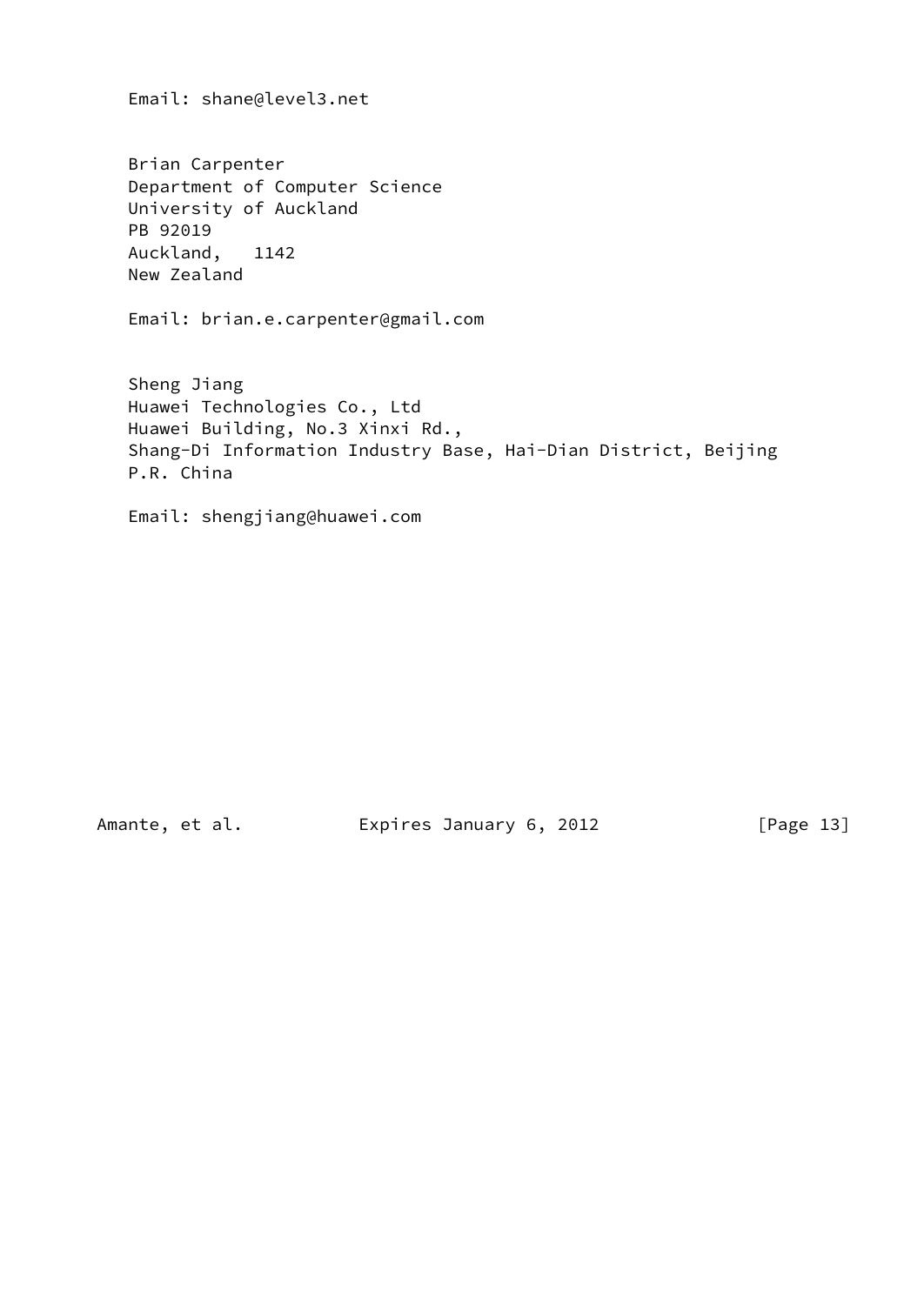Email: shane@level3.net

Brian Carpenter
Department of Computer Science
University of Auckland
PB 92019
Auckland,   1142
New Zealand

Email: brian.e.carpenter@gmail.com

Sheng Jiang
Huawei Technologies Co., Ltd
Huawei Building, No.3 Xinxi Rd.,
Shang-Di Information Industry Base, Hai-Dian District, Beijing
P.R. China

Email: shengjiang@huawei.com